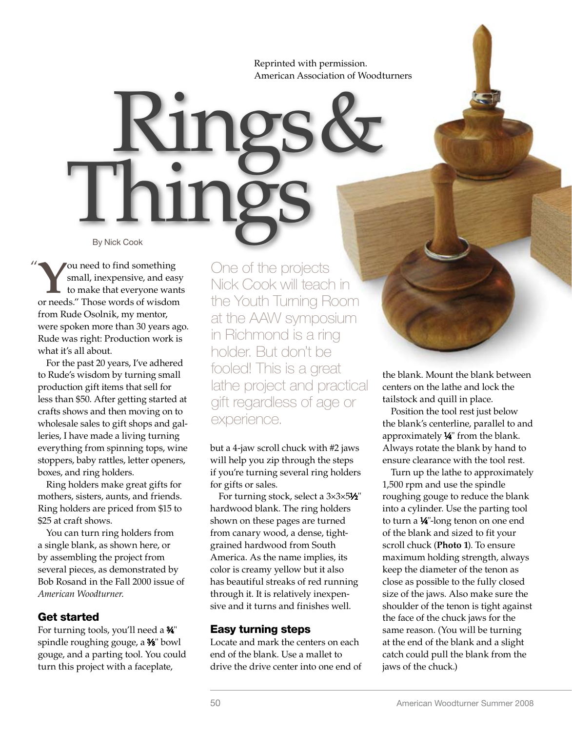Reprinted with permission.
American Association of Woodturners

# Rings & Things

By Nick Cook

"You need to find something small, inexpensive, and easy to make that everyone wants or needs." Those words of wisdom from Rude Osolnik, my mentor, were spoken more than 30 years ago. Rude was right: Production work is what it's all about.

For the past 20 years, I've adhered to Rude's wisdom by turning small production gift items that sell for less than $50. After getting started at crafts shows and then moving on to wholesale sales to gift shops and galleries, I have made a living turning everything from spinning tops, wine stoppers, baby rattles, letter openers, boxes, and ring holders.

Ring holders make great gifts for mothers, sisters, aunts, and friends. Ring holders are priced from $15 to $25 at craft shows.

You can turn ring holders from a single blank, as shown here, or by assembling the project from several pieces, as demonstrated by Bob Rosand in the Fall 2000 issue of *American Woodturner.*

One of the projects Nick Cook will teach in the Youth Turning Room at the AAW symposium in Richmond is a ring holder. But don't be fooled! This is a great lathe project and practical gift regardless of age or experience.

## Get started

For turning tools, you'll need a ¾" spindle roughing gouge, a ⅜" bowl gouge, and a parting tool. You could turn this project with a faceplate, but a 4-jaw scroll chuck with #2 jaws will help you zip through the steps if you're turning several ring holders for gifts or sales.

For turning stock, select a 3×3×5½" hardwood blank. The ring holders shown on these pages are turned from canary wood, a dense, tight-grained hardwood from South America. As the name implies, its color is creamy yellow but it also has beautiful streaks of red running through it. It is relatively inexpensive and it turns and finishes well.

## Easy turning steps

Locate and mark the centers on each end of the blank. Use a mallet to drive the drive center into one end of the blank. Mount the blank between centers on the lathe and lock the tailstock and quill in place.

Position the tool rest just below the blank's centerline, parallel to and approximately ¼" from the blank. Always rotate the blank by hand to ensure clearance with the tool rest.

Turn up the lathe to approximately 1,500 rpm and use the spindle roughing gouge to reduce the blank into a cylinder. Use the parting tool to turn a ¼"-long tenon on one end of the blank and sized to fit your scroll chuck (**Photo 1**). To ensure maximum holding strength, always keep the diameter of the tenon as close as possible to the fully closed size of the jaws. Also make sure the shoulder of the tenon is tight against the face of the chuck jaws for the same reason. (You will be turning at the end of the blank and a slight catch could pull the blank from the jaws of the chuck.)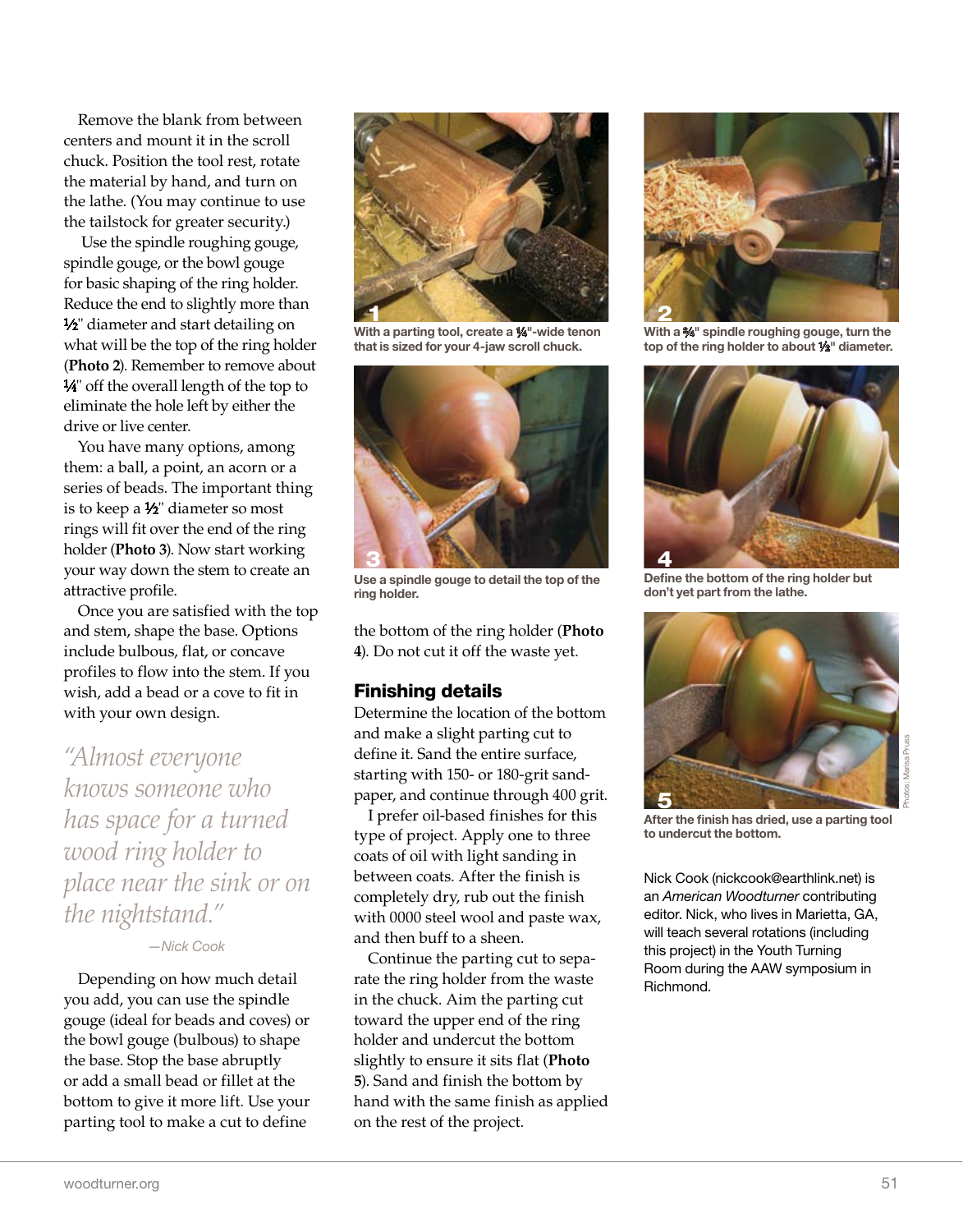Remove the blank from between centers and mount it in the scroll chuck. Position the tool rest, rotate the material by hand, and turn on the lathe. (You may continue to use the tailstock for greater security.)

Use the spindle roughing gouge, spindle gouge, or the bowl gouge for basic shaping of the ring holder. Reduce the end to slightly more than ½" diameter and start detailing on what will be the top of the ring holder (**Photo 2**). Remember to remove about ¼" off the overall length of the top to eliminate the hole left by either the drive or live center.

You have many options, among them: a ball, a point, an acorn or a series of beads. The important thing is to keep a ½" diameter so most rings will fit over the end of the ring holder (**Photo 3**). Now start working your way down the stem to create an attractive profile.

Once you are satisfied with the top and stem, shape the base. Options include bulbous, flat, or concave profiles to flow into the stem. If you wish, add a bead or a cove to fit in with your own design.

> *"Almost everyone knows someone who has space for a turned wood ring holder to place near the sink or on the nightstand."*
>
> —*Nick Cook*

Depending on how much detail you add, you can use the spindle gouge (ideal for beads and coves) or the bowl gouge (bulbous) to shape the base. Stop the base abruptly or add a small bead or fillet at the bottom to give it more lift. Use your parting tool to make a cut to define the bottom of the ring holder (**Photo 4**). Do not cut it off the waste yet.

**1** With a parting tool, create a ¼"-wide tenon that is sized for your 4-jaw scroll chuck.

**2** With a ¾" spindle roughing gouge, turn the top of the ring holder to about ½" diameter.

**3** Use a spindle gouge to detail the top of the ring holder.

**4** Define the bottom of the ring holder but don't yet part from the lathe.

**5** After the finish has dried, use a parting tool to undercut the bottom.

Photos: Marisa Pruss

## Finishing details

Determine the location of the bottom and make a slight parting cut to define it. Sand the entire surface, starting with 150- or 180-grit sandpaper, and continue through 400 grit.

I prefer oil-based finishes for this type of project. Apply one to three coats of oil with light sanding in between coats. After the finish is completely dry, rub out the finish with 0000 steel wool and paste wax, and then buff to a sheen.

Continue the parting cut to separate the ring holder from the waste in the chuck. Aim the parting cut toward the upper end of the ring holder and undercut the bottom slightly to ensure it sits flat (**Photo 5**). Sand and finish the bottom by hand with the same finish as applied on the rest of the project.

Nick Cook (nickcook@earthlink.net) is an *American Woodturner* contributing editor. Nick, who lives in Marietta, GA, will teach several rotations (including this project) in the Youth Turning Room during the AAW symposium in Richmond.